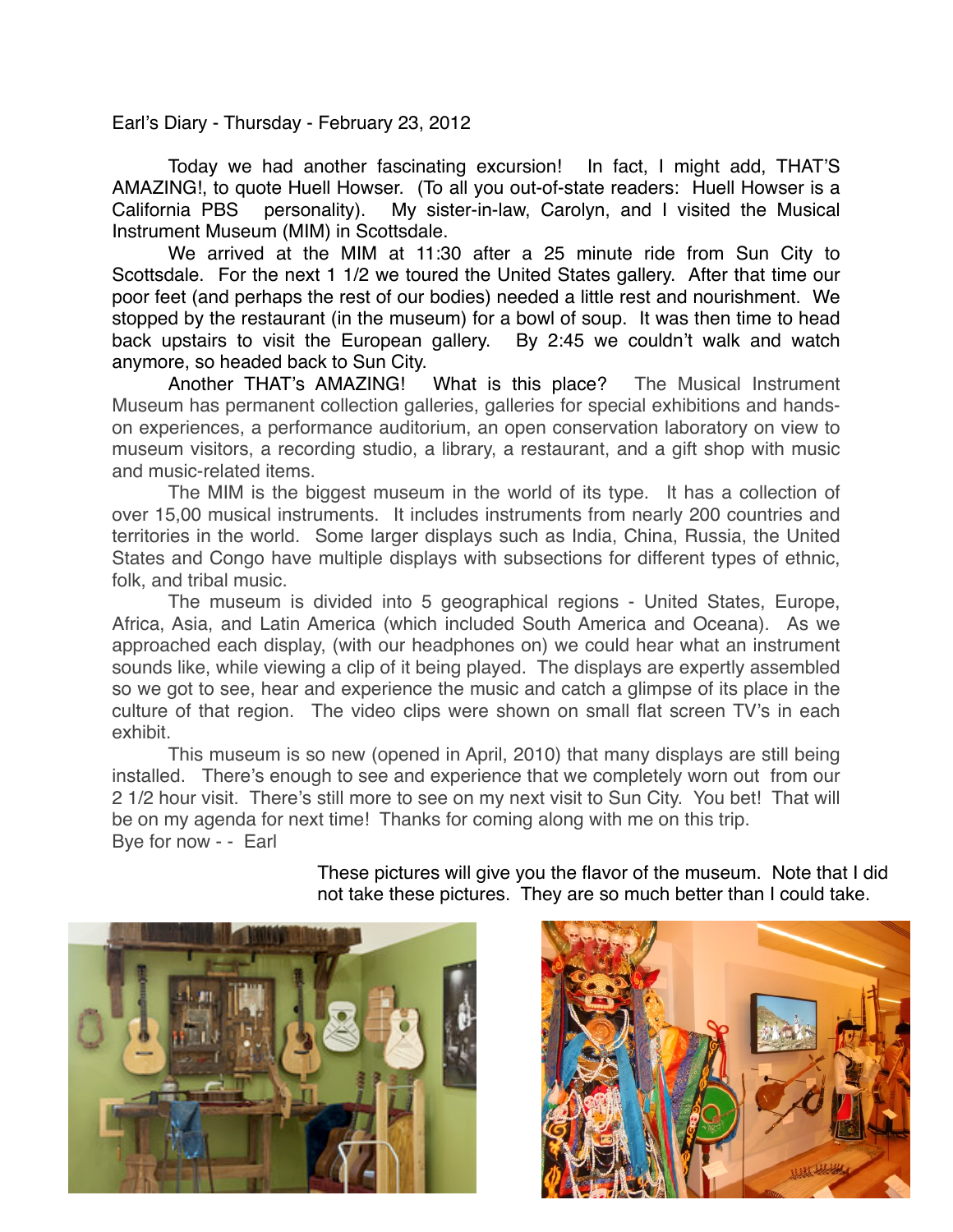Earl's Diary - Thursday - February 23, 2012

Today we had another fascinating excursion! In fact, I might add, THAT'S AMAZING!, to quote Huell Howser. (To all you out-of-state readers: Huell Howser is a California PBS personality). My sister-in-law, Carolyn, and I visited the Musical Instrument Museum (MIM) in Scottsdale.

We arrived at the MIM at 11:30 after a 25 minute ride from Sun City to Scottsdale. For the next 1 1/2 we toured the United States gallery. After that time our poor feet (and perhaps the rest of our bodies) needed a little rest and nourishment. We stopped by the restaurant (in the museum) for a bowl of soup. It was then time to head back upstairs to visit the European gallery. By 2:45 we couldn't walk and watch anymore, so headed back to Sun City.

Another THAT's AMAZING! What is this place? The Musical Instrument Museum has permanent collection galleries, galleries for special exhibitions and hands-on experiences, a performance auditorium, an open conservation laboratory on view to museum visitors, a recording studio, a library, a restaurant, and a gift shop with music and music-related items.

The MIM is the biggest museum in the world of its type. It has a collection of over 15,00 musical instruments. It includes instruments from nearly 200 countries and territories in the world. Some larger displays such as India, China, Russia, the United States and Congo have multiple displays with subsections for different types of ethnic, folk, and tribal music.

The museum is divided into 5 geographical regions - United States, Europe, Africa, Asia, and Latin America (which included South America and Oceana). As we approached each display, (with our headphones on) we could hear what an instrument sounds like, while viewing a clip of it being played. The displays are expertly assembled so we got to see, hear and experience the music and catch a glimpse of its place in the culture of that region. The video clips were shown on small flat screen TV's in each exhibit.

This museum is so new (opened in April, 2010) that many displays are still being installed. There's enough to see and experience that we completely worn out from our 2 1/2 hour visit. There's still more to see on my next visit to Sun City. You bet! That will be on my agenda for next time! Thanks for coming along with me on this trip.

Bye for now - - Earl

These pictures will give you the flavor of the museum. Note that I did not take these pictures. They are so much better than I could take.